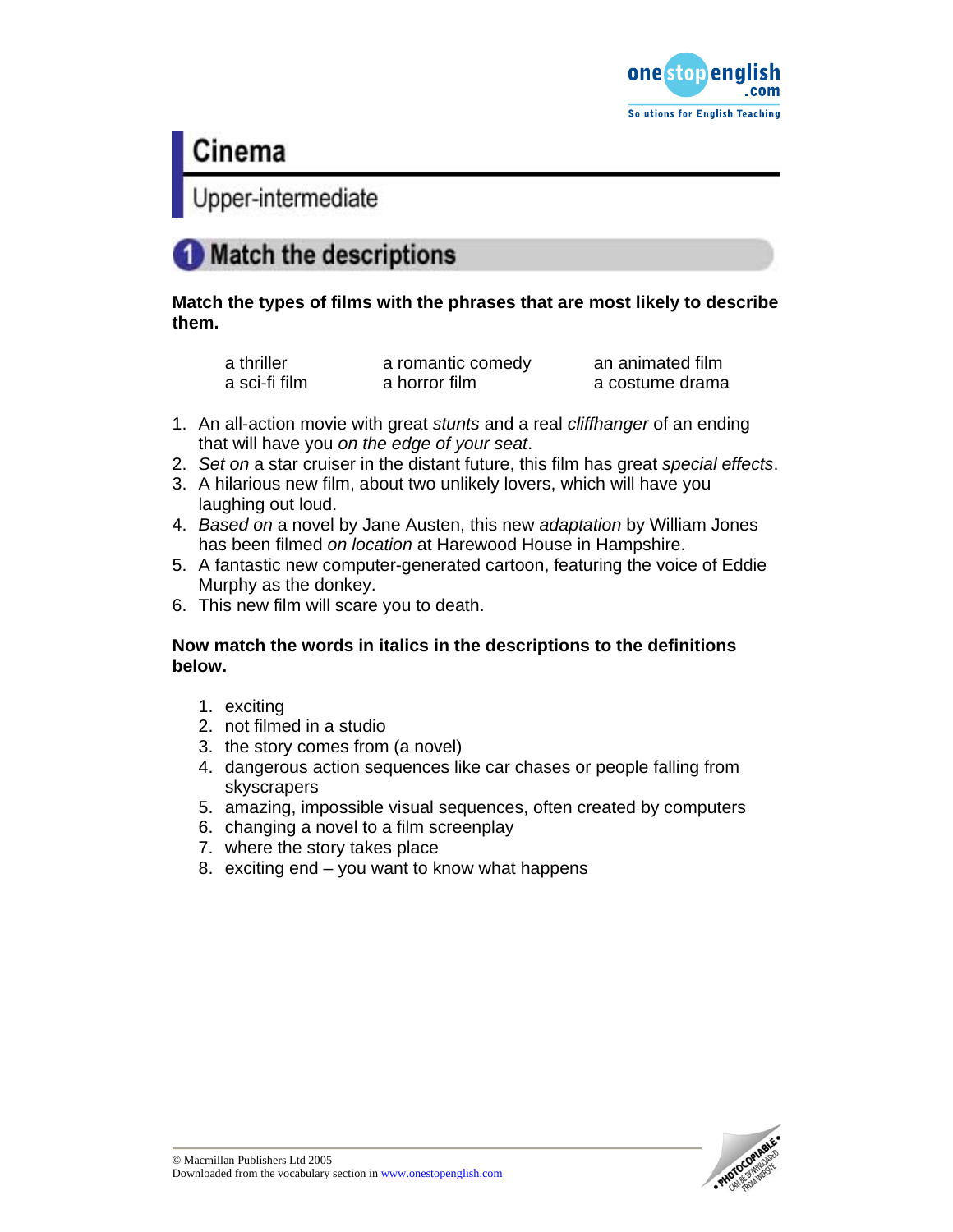# Cinema

## Upper-intermediate

## 1 Match the descriptions

**Match the types of films with the phrases that are most likely to describe them.**

| | | |
|---|---|---|
| a thriller | a romantic comedy | an animated film |
| a sci-fi film | a horror film | a costume drama |

1. An all-action movie with great *stunts* and a real *cliffhanger* of an ending that will have you *on the edge of your seat*.
2. *Set on* a star cruiser in the distant future, this film has great *special effects*.
3. A hilarious new film, about two unlikely lovers, which will have you laughing out loud.
4. *Based on* a novel by Jane Austen, this new *adaptation* by William Jones has been filmed *on location* at Harewood House in Hampshire.
5. A fantastic new computer-generated cartoon, featuring the voice of Eddie Murphy as the donkey.
6. This new film will scare you to death.

**Now match the words in italics in the descriptions to the definitions below.**

1. exciting
2. not filmed in a studio
3. the story comes from (a novel)
4. dangerous action sequences like car chases or people falling from skyscrapers
5. amazing, impossible visual sequences, often created by computers
6. changing a novel to a film screenplay
7. where the story takes place
8. exciting end – you want to know what happens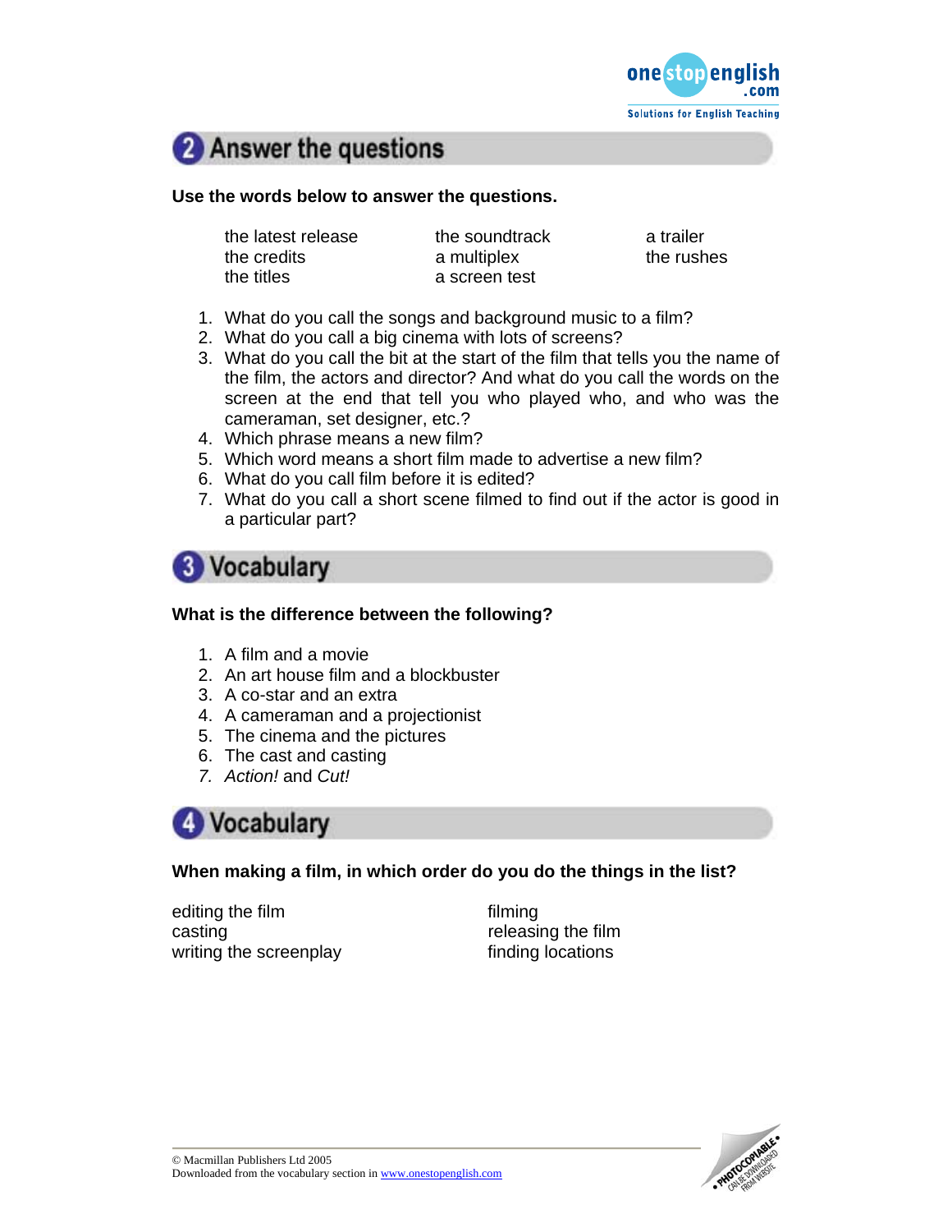## 2 Answer the questions

**Use the words below to answer the questions.**

| | | |
|---|---|---|
| the latest release | the soundtrack | a trailer |
| the credits | a multiplex | the rushes |
| the titles | a screen test | |

1. What do you call the songs and background music to a film?
2. What do you call a big cinema with lots of screens?
3. What do you call the bit at the start of the film that tells you the name of the film, the actors and director? And what do you call the words on the screen at the end that tell you who played who, and who was the cameraman, set designer, etc.?
4. Which phrase means a new film?
5. Which word means a short film made to advertise a new film?
6. What do you call film before it is edited?
7. What do you call a short scene filmed to find out if the actor is good in a particular part?

## 3 Vocabulary

**What is the difference between the following?**

1. A film and a movie
2. An art house film and a blockbuster
3. A co-star and an extra
4. A cameraman and a projectionist
5. The cinema and the pictures
6. The cast and casting
7. *Action!* and *Cut!*

## 4 Vocabulary

**When making a film, in which order do you do the things in the list?**

| | |
|---|---|
| editing the film | filming |
| casting | releasing the film |
| writing the screenplay | finding locations |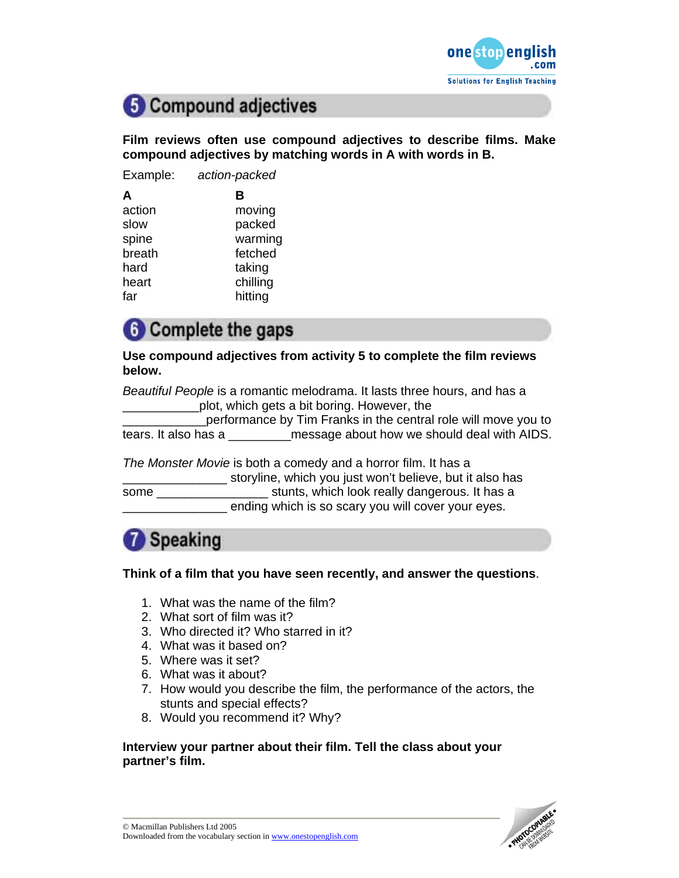## 5 Compound adjectives

**Film reviews often use compound adjectives to describe films. Make compound adjectives by matching words in A with words in B.**

Example: *action-packed*

| A | B |
|---|---|
| action | moving |
| slow | packed |
| spine | warming |
| breath | fetched |
| hard | taking |
| heart | chilling |
| far | hitting |

## 6 Complete the gaps

**Use compound adjectives from activity 5 to complete the film reviews below.**

*Beautiful People* is a romantic melodrama. It lasts three hours, and has a ___________plot, which gets a bit boring. However, the ____________performance by Tim Franks in the central role will move you to tears. It also has a _________message about how we should deal with AIDS.

*The Monster Movie* is both a comedy and a horror film. It has a _______________ storyline, which you just won't believe, but it also has some ________________ stunts, which look really dangerous. It has a _______________ ending which is so scary you will cover your eyes.

## 7 Speaking

**Think of a film that you have seen recently, and answer the questions**.

1. What was the name of the film?
2. What sort of film was it?
3. Who directed it? Who starred in it?
4. What was it based on?
5. Where was it set?
6. What was it about?
7. How would you describe the film, the performance of the actors, the stunts and special effects?
8. Would you recommend it? Why?

**Interview your partner about their film. Tell the class about your partner's film.**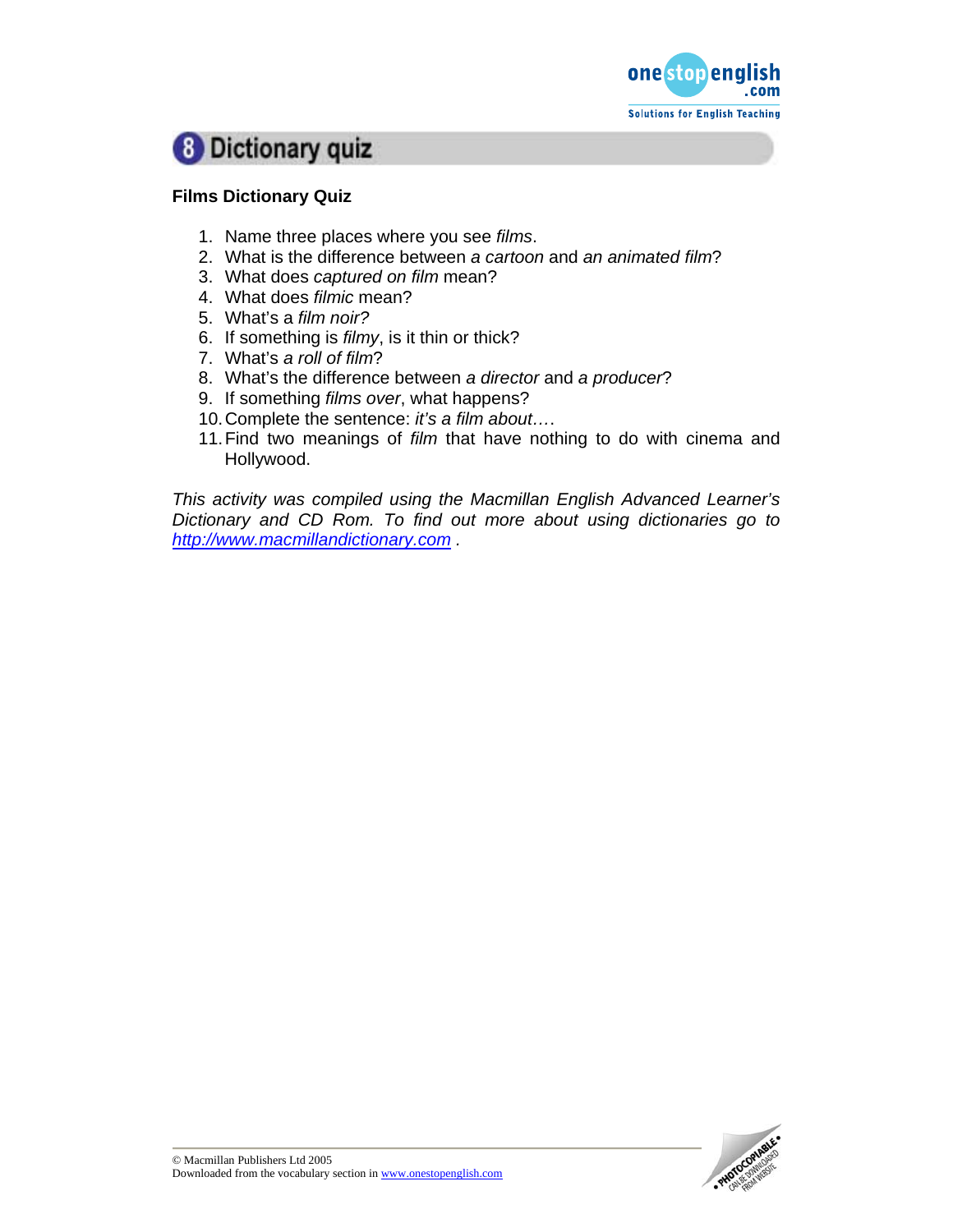# 8 Dictionary quiz

**Films Dictionary Quiz**

1. Name three places where you see *films*.
2. What is the difference between *a cartoon* and *an animated film*?
3. What does *captured on film* mean?
4. What does *filmic* mean?
5. What's a *film noir?*
6. If something is *filmy*, is it thin or thick?
7. What's *a roll of film*?
8. What's the difference between *a director* and *a producer*?
9. If something *films over*, what happens?
10. Complete the sentence: *it's a film about….*
11. Find two meanings of *film* that have nothing to do with cinema and Hollywood.

*This activity was compiled using the Macmillan English Advanced Learner's Dictionary and CD Rom. To find out more about using dictionaries go to* [http://www.macmillandictionary.com](http://www.macmillandictionary.com) .

© Macmillan Publishers Ltd 2005
Downloaded from the vocabulary section in [www.onestopenglish.com](http://www.onestopenglish.com)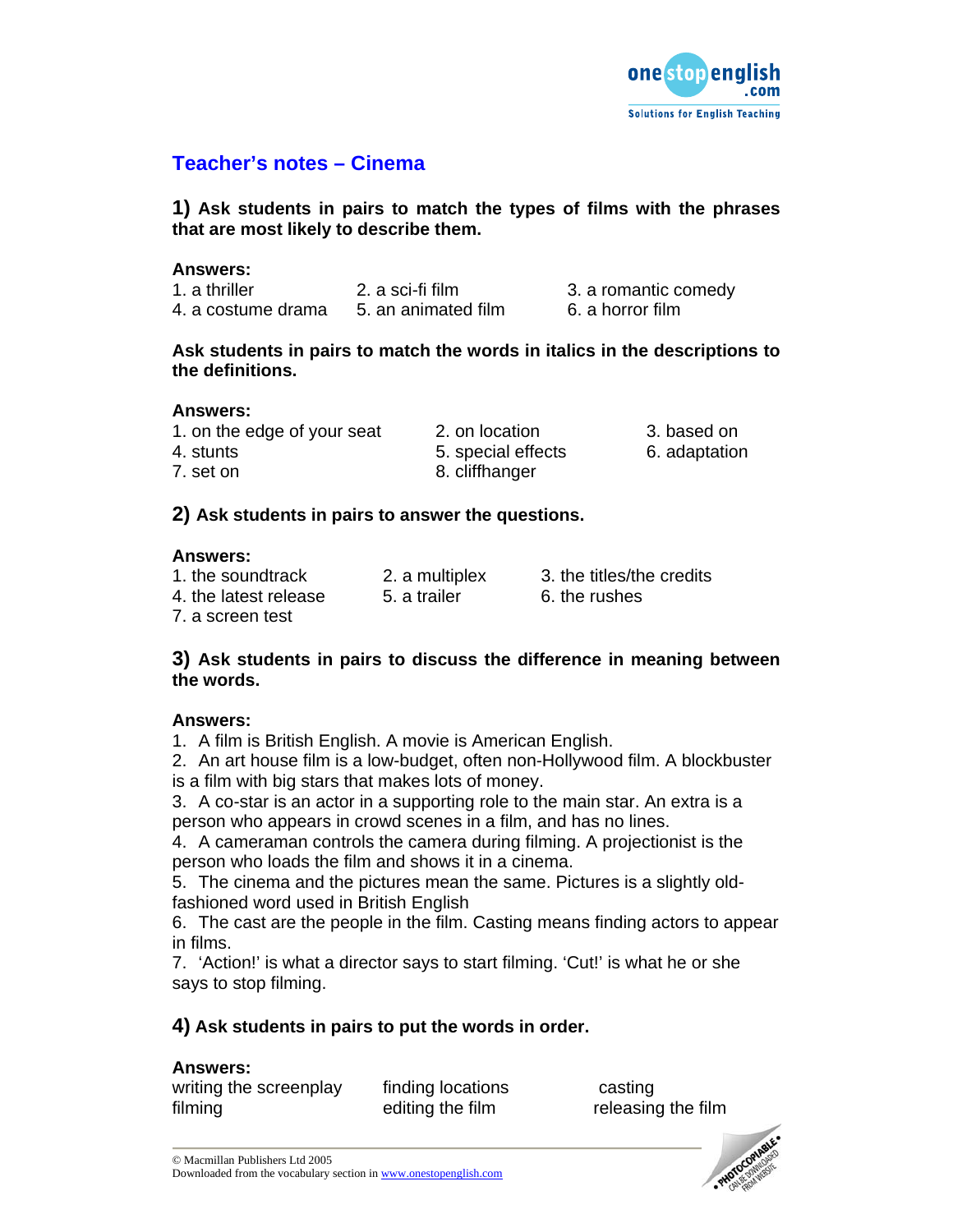## Teacher's notes – Cinema

**1) Ask students in pairs to match the types of films with the phrases that are most likely to describe them.**

**Answers:**

| | | |
|---|---|---|
| 1. a thriller | 2. a sci-fi film | 3. a romantic comedy |
| 4. a costume drama | 5. an animated film | 6. a horror film |

**Ask students in pairs to match the words in italics in the descriptions to the definitions.**

**Answers:**

| | | |
|---|---|---|
| 1. on the edge of your seat | 2. on location | 3. based on |
| 4. stunts | 5. special effects | 6. adaptation |
| 7. set on | 8. cliffhanger | |

**2) Ask students in pairs to answer the questions.**

**Answers:**

| | | |
|---|---|---|
| 1. the soundtrack | 2. a multiplex | 3. the titles/the credits |
| 4. the latest release | 5. a trailer | 6. the rushes |
| 7. a screen test | | |

**3) Ask students in pairs to discuss the difference in meaning between the words.**

**Answers:**

1. A film is British English. A movie is American English.
2. An art house film is a low-budget, often non-Hollywood film. A blockbuster is a film with big stars that makes lots of money.
3. A co-star is an actor in a supporting role to the main star. An extra is a person who appears in crowd scenes in a film, and has no lines.
4. A cameraman controls the camera during filming. A projectionist is the person who loads the film and shows it in a cinema.
5. The cinema and the pictures mean the same. Pictures is a slightly old-fashioned word used in British English
6. The cast are the people in the film. Casting means finding actors to appear in films.
7. 'Action!' is what a director says to start filming. 'Cut!' is what he or she says to stop filming.

**4) Ask students in pairs to put the words in order.**

**Answers:**

| | | |
|---|---|---|
| writing the screenplay | finding locations | casting |
| filming | editing the film | releasing the film |

© Macmillan Publishers Ltd 2005
Downloaded from the vocabulary section in www.onestopenglish.com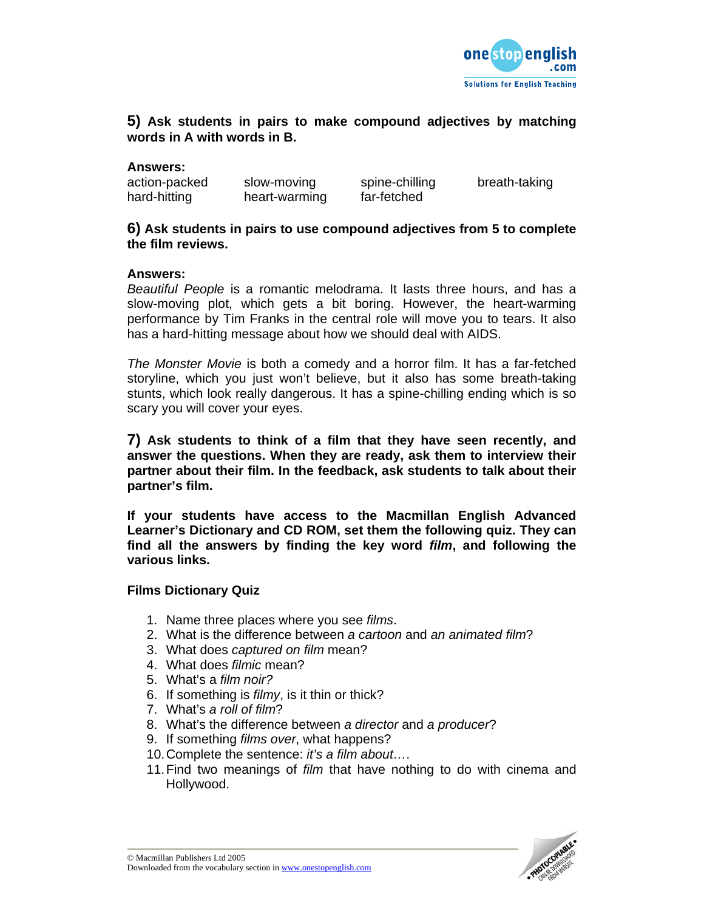**5)** **Ask students in pairs to make compound adjectives by matching words in A with words in B.**

**Answers:**

| | | | |
|---|---|---|---|
| action-packed | slow-moving | spine-chilling | breath-taking |
| hard-hitting | heart-warming | far-fetched | |

**6)** **Ask students in pairs to use compound adjectives from 5 to complete the film reviews.**

**Answers:**

*Beautiful People* is a romantic melodrama. It lasts three hours, and has a slow-moving plot, which gets a bit boring. However, the heart-warming performance by Tim Franks in the central role will move you to tears. It also has a hard-hitting message about how we should deal with AIDS.

*The Monster Movie* is both a comedy and a horror film. It has a far-fetched storyline, which you just won't believe, but it also has some breath-taking stunts, which look really dangerous. It has a spine-chilling ending which is so scary you will cover your eyes.

**7)** **Ask students to think of a film that they have seen recently, and answer the questions. When they are ready, ask them to interview their partner about their film. In the feedback, ask students to talk about their partner's film.**

**If your students have access to the Macmillan English Advanced Learner's Dictionary and CD ROM, set them the following quiz. They can find all the answers by finding the key word *film*, and following the various links.**

**Films Dictionary Quiz**

1. Name three places where you see *films*.
2. What is the difference between *a cartoon* and *an animated film*?
3. What does *captured on film* mean?
4. What does *filmic* mean?
5. What's a *film noir?*
6. If something is *filmy*, is it thin or thick?
7. What's *a roll of film*?
8. What's the difference between *a director* and *a producer*?
9. If something *films over*, what happens?
10. Complete the sentence: *it's a film about….*
11. Find two meanings of *film* that have nothing to do with cinema and Hollywood.

© Macmillan Publishers Ltd 2005
Downloaded from the vocabulary section in www.onestopenglish.com